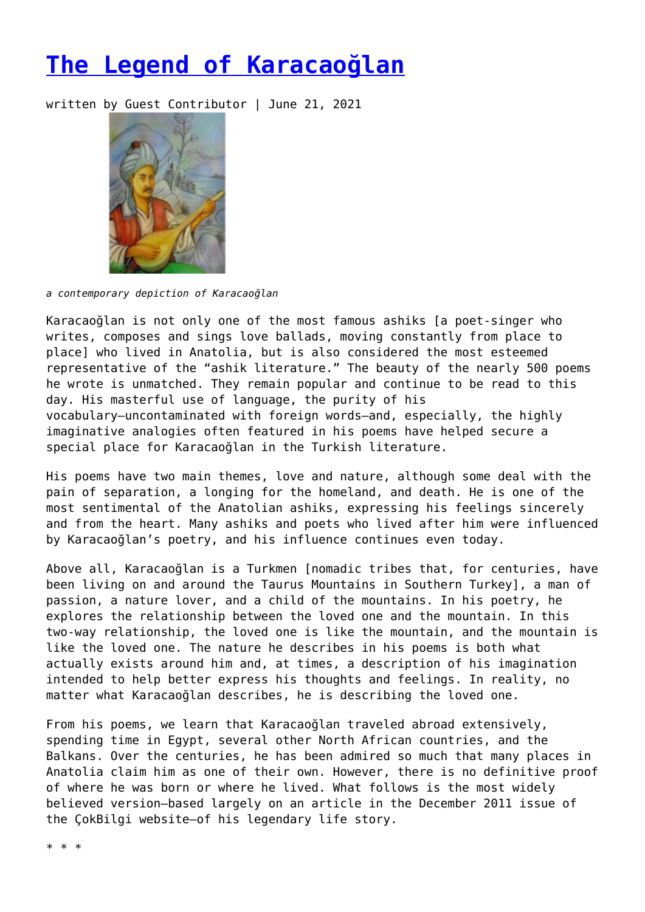# The Legend of Karacaoğlan

written by Guest Contributor | June 21, 2021

*a contemporary depiction of Karacaoğlan*

Karacaoğlan is not only one of the most famous ashiks [a poet-singer who writes, composes and sings love ballads, moving constantly from place to place] who lived in Anatolia, but is also considered the most esteemed representative of the "ashik literature." The beauty of the nearly 500 poems he wrote is unmatched. They remain popular and continue to be read to this day. His masterful use of language, the purity of his vocabulary—uncontaminated with foreign words—and, especially, the highly imaginative analogies often featured in his poems have helped secure a special place for Karacaoğlan in the Turkish literature.

His poems have two main themes, love and nature, although some deal with the pain of separation, a longing for the homeland, and death. He is one of the most sentimental of the Anatolian ashiks, expressing his feelings sincerely and from the heart. Many ashiks and poets who lived after him were influenced by Karacaoğlan's poetry, and his influence continues even today.

Above all, Karacaoğlan is a Turkmen [nomadic tribes that, for centuries, have been living on and around the Taurus Mountains in Southern Turkey], a man of passion, a nature lover, and a child of the mountains. In his poetry, he explores the relationship between the loved one and the mountain. In this two-way relationship, the loved one is like the mountain, and the mountain is like the loved one. The nature he describes in his poems is both what actually exists around him and, at times, a description of his imagination intended to help better express his thoughts and feelings. In reality, no matter what Karacaoğlan describes, he is describing the loved one.

From his poems, we learn that Karacaoğlan traveled abroad extensively, spending time in Egypt, several other North African countries, and the Balkans. Over the centuries, he has been admired so much that many places in Anatolia claim him as one of their own. However, there is no definitive proof of where he was born or where he lived. What follows is the most widely believed version—based largely on an article in the December 2011 issue of the ÇokBilgi website—of his legendary life story.

\* \* \*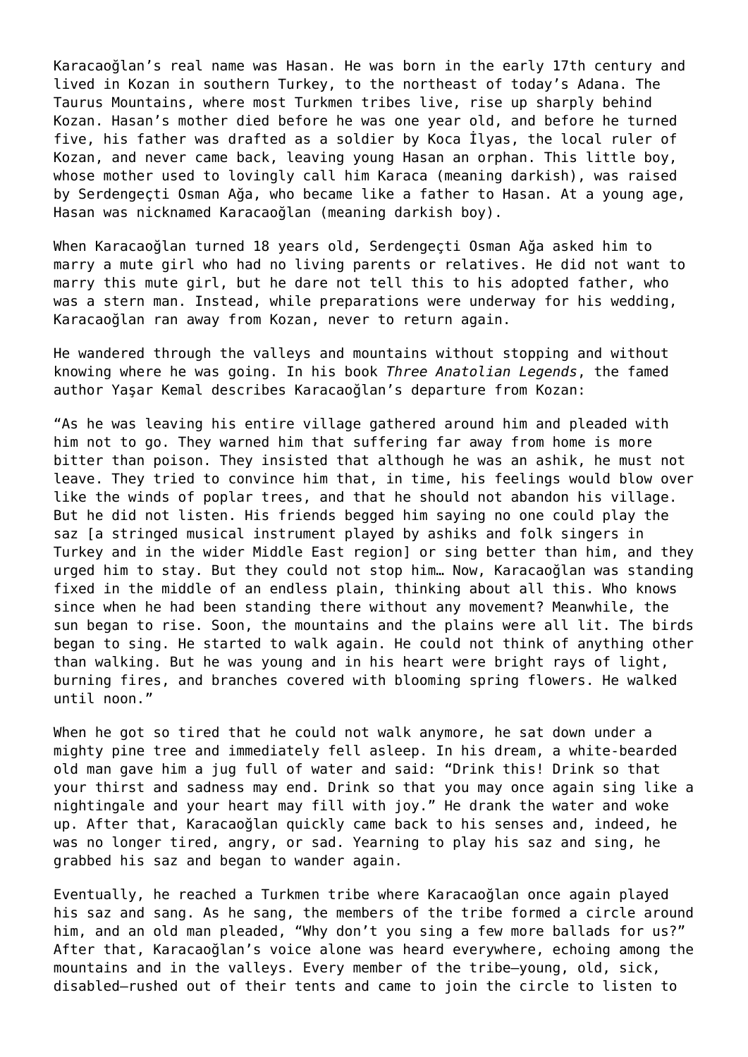Karacaoğlan's real name was Hasan. He was born in the early 17th century and lived in Kozan in southern Turkey, to the northeast of today's Adana. The Taurus Mountains, where most Turkmen tribes live, rise up sharply behind Kozan. Hasan's mother died before he was one year old, and before he turned five, his father was drafted as a soldier by Koca İlyas, the local ruler of Kozan, and never came back, leaving young Hasan an orphan. This little boy, whose mother used to lovingly call him Karaca (meaning darkish), was raised by Serdengeçti Osman Ağa, who became like a father to Hasan. At a young age, Hasan was nicknamed Karacaoğlan (meaning darkish boy).

When Karacaoğlan turned 18 years old, Serdengeçti Osman Ağa asked him to marry a mute girl who had no living parents or relatives. He did not want to marry this mute girl, but he dare not tell this to his adopted father, who was a stern man. Instead, while preparations were underway for his wedding, Karacaoğlan ran away from Kozan, never to return again.

He wandered through the valleys and mountains without stopping and without knowing where he was going. In his book *Three Anatolian Legends*, the famed author Yaşar Kemal describes Karacaoğlan's departure from Kozan:

"As he was leaving his entire village gathered around him and pleaded with him not to go. They warned him that suffering far away from home is more bitter than poison. They insisted that although he was an ashik, he must not leave. They tried to convince him that, in time, his feelings would blow over like the winds of poplar trees, and that he should not abandon his village. But he did not listen. His friends begged him saying no one could play the saz [a stringed musical instrument played by ashiks and folk singers in Turkey and in the wider Middle East region] or sing better than him, and they urged him to stay. But they could not stop him… Now, Karacaoğlan was standing fixed in the middle of an endless plain, thinking about all this. Who knows since when he had been standing there without any movement? Meanwhile, the sun began to rise. Soon, the mountains and the plains were all lit. The birds began to sing. He started to walk again. He could not think of anything other than walking. But he was young and in his heart were bright rays of light, burning fires, and branches covered with blooming spring flowers. He walked until noon."

When he got so tired that he could not walk anymore, he sat down under a mighty pine tree and immediately fell asleep. In his dream, a white-bearded old man gave him a jug full of water and said: "Drink this! Drink so that your thirst and sadness may end. Drink so that you may once again sing like a nightingale and your heart may fill with joy." He drank the water and woke up. After that, Karacaoğlan quickly came back to his senses and, indeed, he was no longer tired, angry, or sad. Yearning to play his saz and sing, he grabbed his saz and began to wander again.

Eventually, he reached a Turkmen tribe where Karacaoğlan once again played his saz and sang. As he sang, the members of the tribe formed a circle around him, and an old man pleaded, "Why don't you sing a few more ballads for us?" After that, Karacaoğlan's voice alone was heard everywhere, echoing among the mountains and in the valleys. Every member of the tribe—young, old, sick, disabled—rushed out of their tents and came to join the circle to listen to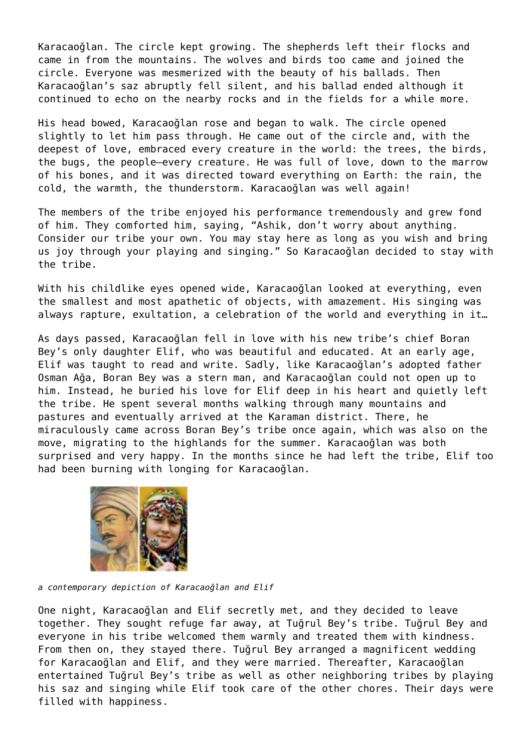Karacaoğlan. The circle kept growing. The shepherds left their flocks and came in from the mountains. The wolves and birds too came and joined the circle. Everyone was mesmerized with the beauty of his ballads. Then Karacaoğlan's saz abruptly fell silent, and his ballad ended although it continued to echo on the nearby rocks and in the fields for a while more.

His head bowed, Karacaoğlan rose and began to walk. The circle opened slightly to let him pass through. He came out of the circle and, with the deepest of love, embraced every creature in the world: the trees, the birds, the bugs, the people—every creature. He was full of love, down to the marrow of his bones, and it was directed toward everything on Earth: the rain, the cold, the warmth, the thunderstorm. Karacaoğlan was well again!

The members of the tribe enjoyed his performance tremendously and grew fond of him. They comforted him, saying, "Ashik, don't worry about anything. Consider our tribe your own. You may stay here as long as you wish and bring us joy through your playing and singing." So Karacaoğlan decided to stay with the tribe.

With his childlike eyes opened wide, Karacaoğlan looked at everything, even the smallest and most apathetic of objects, with amazement. His singing was always rapture, exultation, a celebration of the world and everything in it…

As days passed, Karacaoğlan fell in love with his new tribe's chief Boran Bey's only daughter Elif, who was beautiful and educated. At an early age, Elif was taught to read and write. Sadly, like Karacaoğlan's adopted father Osman Ağa, Boran Bey was a stern man, and Karacaoğlan could not open up to him. Instead, he buried his love for Elif deep in his heart and quietly left the tribe. He spent several months walking through many mountains and pastures and eventually arrived at the Karaman district. There, he miraculously came across Boran Bey's tribe once again, which was also on the move, migrating to the highlands for the summer. Karacaoğlan was both surprised and very happy. In the months since he had left the tribe, Elif too had been burning with longing for Karacaoğlan.

*a contemporary depiction of Karacaoğlan and Elif*

One night, Karacaoğlan and Elif secretly met, and they decided to leave together. They sought refuge far away, at Tuğrul Bey's tribe. Tuğrul Bey and everyone in his tribe welcomed them warmly and treated them with kindness. From then on, they stayed there. Tuğrul Bey arranged a magnificent wedding for Karacaoğlan and Elif, and they were married. Thereafter, Karacaoğlan entertained Tuğrul Bey's tribe as well as other neighboring tribes by playing his saz and singing while Elif took care of the other chores. Their days were filled with happiness.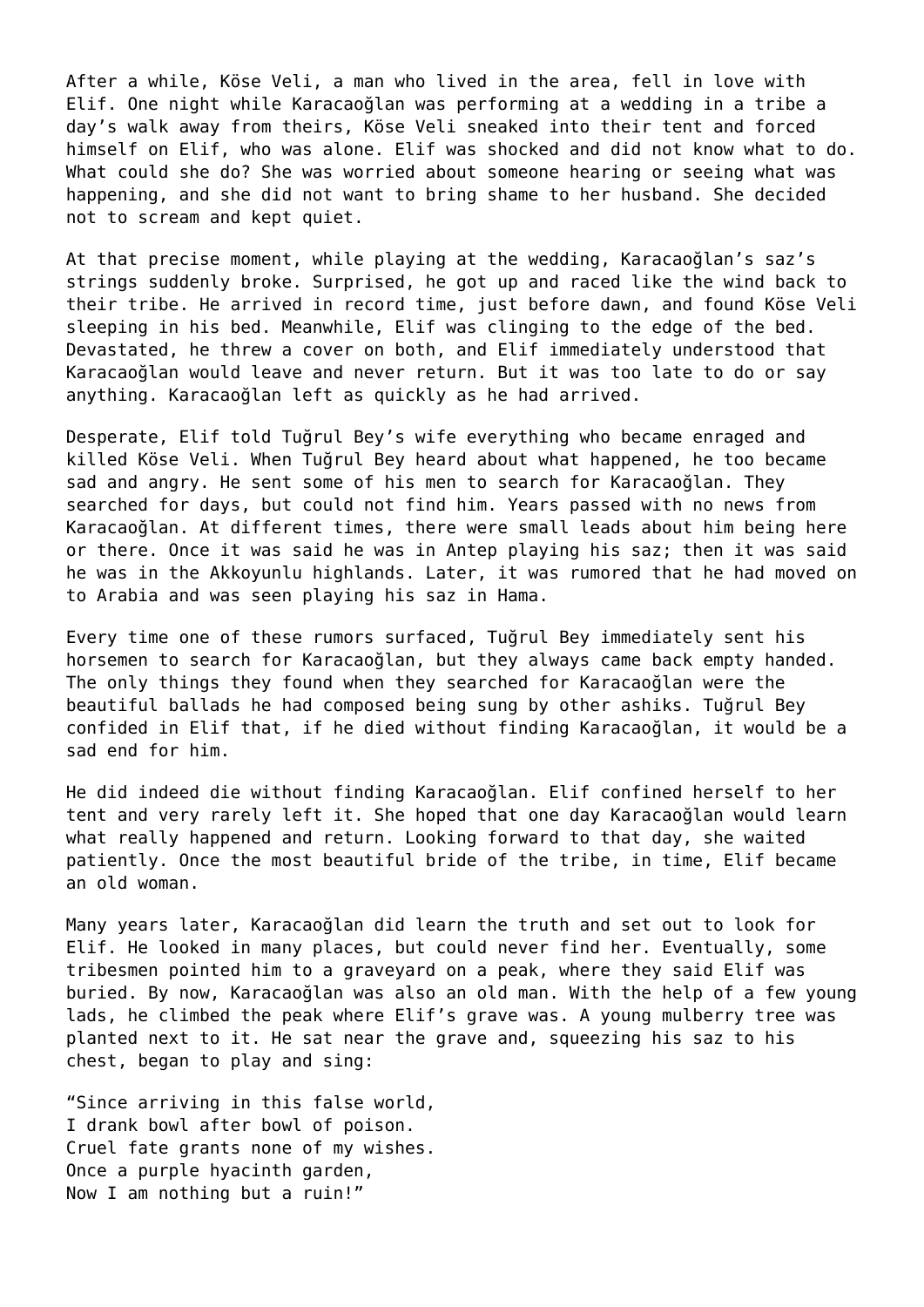After a while, Köse Veli, a man who lived in the area, fell in love with Elif. One night while Karacaoğlan was performing at a wedding in a tribe a day's walk away from theirs, Köse Veli sneaked into their tent and forced himself on Elif, who was alone. Elif was shocked and did not know what to do. What could she do? She was worried about someone hearing or seeing what was happening, and she did not want to bring shame to her husband. She decided not to scream and kept quiet.

At that precise moment, while playing at the wedding, Karacaoğlan's saz's strings suddenly broke. Surprised, he got up and raced like the wind back to their tribe. He arrived in record time, just before dawn, and found Köse Veli sleeping in his bed. Meanwhile, Elif was clinging to the edge of the bed. Devastated, he threw a cover on both, and Elif immediately understood that Karacaoğlan would leave and never return. But it was too late to do or say anything. Karacaoğlan left as quickly as he had arrived.

Desperate, Elif told Tuğrul Bey's wife everything who became enraged and killed Köse Veli. When Tuğrul Bey heard about what happened, he too became sad and angry. He sent some of his men to search for Karacaoğlan. They searched for days, but could not find him. Years passed with no news from Karacaoğlan. At different times, there were small leads about him being here or there. Once it was said he was in Antep playing his saz; then it was said he was in the Akkoyunlu highlands. Later, it was rumored that he had moved on to Arabia and was seen playing his saz in Hama.

Every time one of these rumors surfaced, Tuğrul Bey immediately sent his horsemen to search for Karacaoğlan, but they always came back empty handed. The only things they found when they searched for Karacaoğlan were the beautiful ballads he had composed being sung by other ashiks. Tuğrul Bey confided in Elif that, if he died without finding Karacaoğlan, it would be a sad end for him.

He did indeed die without finding Karacaoğlan. Elif confined herself to her tent and very rarely left it. She hoped that one day Karacaoğlan would learn what really happened and return. Looking forward to that day, she waited patiently. Once the most beautiful bride of the tribe, in time, Elif became an old woman.

Many years later, Karacaoğlan did learn the truth and set out to look for Elif. He looked in many places, but could never find her. Eventually, some tribesmen pointed him to a graveyard on a peak, where they said Elif was buried. By now, Karacaoğlan was also an old man. With the help of a few young lads, he climbed the peak where Elif's grave was. A young mulberry tree was planted next to it. He sat near the grave and, squeezing his saz to his chest, began to play and sing:

"Since arriving in this false world,  
I drank bowl after bowl of poison.  
Cruel fate grants none of my wishes.  
Once a purple hyacinth garden,  
Now I am nothing but a ruin!"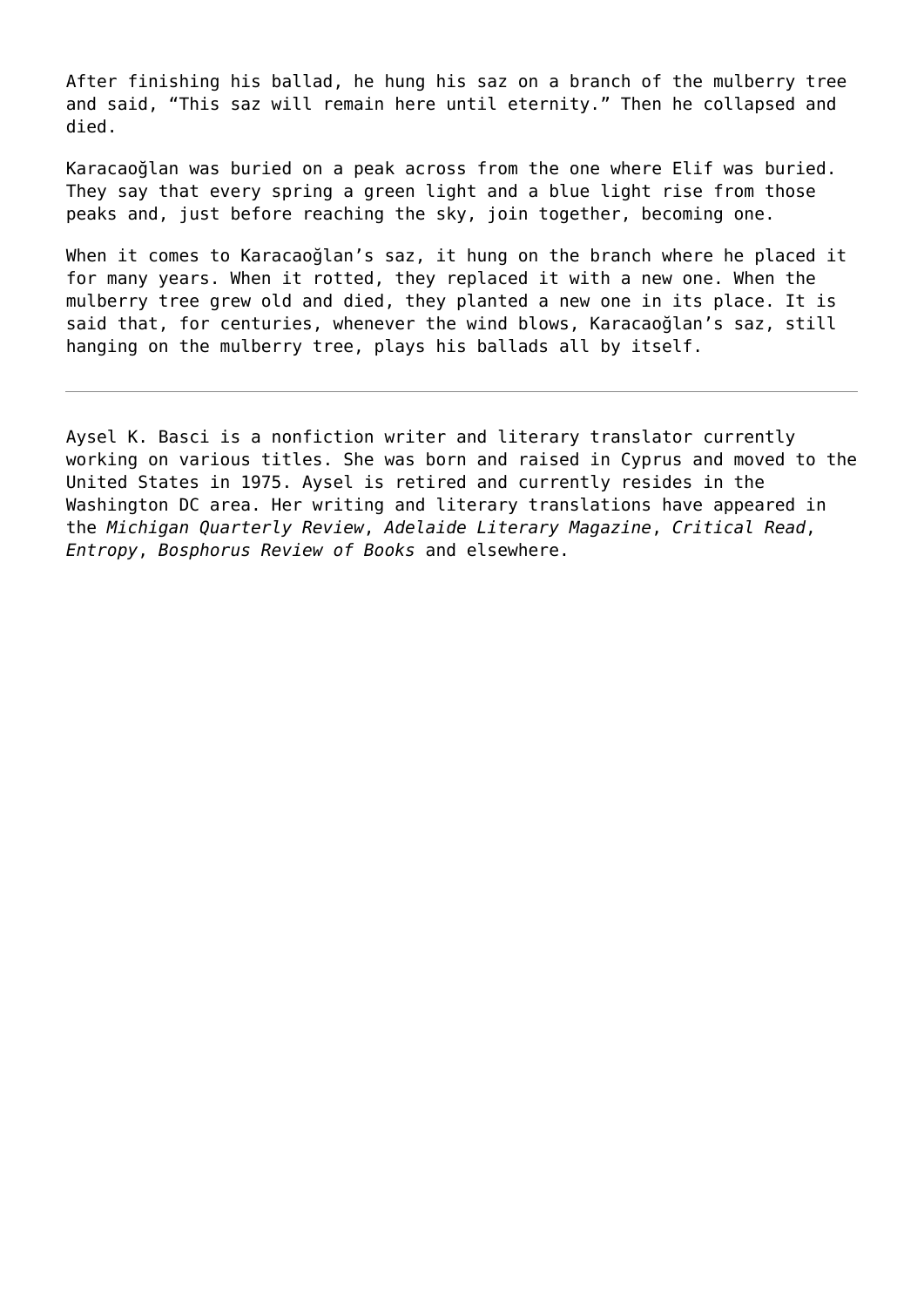After finishing his ballad, he hung his saz on a branch of the mulberry tree and said, "This saz will remain here until eternity." Then he collapsed and died.

Karacaoğlan was buried on a peak across from the one where Elif was buried. They say that every spring a green light and a blue light rise from those peaks and, just before reaching the sky, join together, becoming one.

When it comes to Karacaoğlan's saz, it hung on the branch where he placed it for many years. When it rotted, they replaced it with a new one. When the mulberry tree grew old and died, they planted a new one in its place. It is said that, for centuries, whenever the wind blows, Karacaoğlan's saz, still hanging on the mulberry tree, plays his ballads all by itself.

---

Aysel K. Basci is a nonfiction writer and literary translator currently working on various titles. She was born and raised in Cyprus and moved to the United States in 1975. Aysel is retired and currently resides in the Washington DC area. Her writing and literary translations have appeared in the *Michigan Quarterly Review*, *Adelaide Literary Magazine*, *Critical Read*, *Entropy*, *Bosphorus Review of Books* and elsewhere.